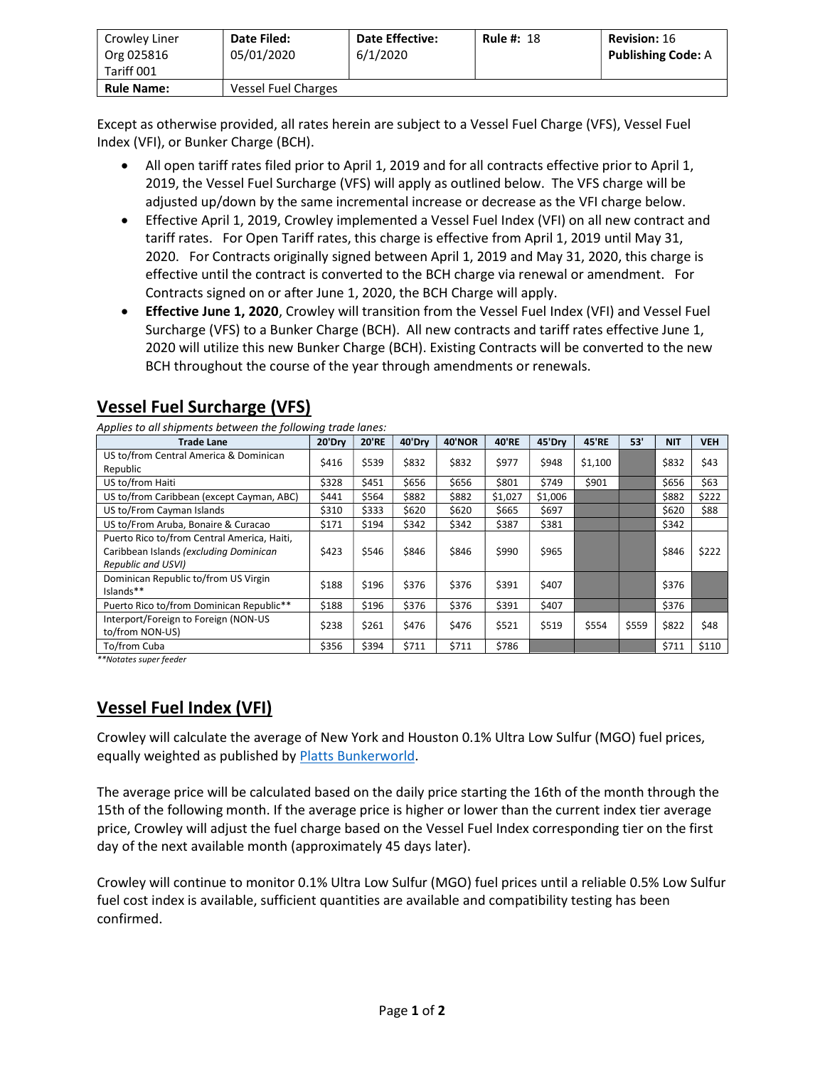| Crowley Liner Org 025816 Tariff 001 | **Date Filed:** 05/01/2020 | **Date Effective:** 6/1/2020 | **Rule #:** 18 | **Revision:** 16 **Publishing Code:** A |
|---|---|---|---|---|
| **Rule Name:** | Vessel Fuel Charges | | | |

Except as otherwise provided, all rates herein are subject to a Vessel Fuel Charge (VFS), Vessel Fuel Index (VFI), or Bunker Charge (BCH).

- All open tariff rates filed prior to April 1, 2019 and for all contracts effective prior to April 1, 2019, the Vessel Fuel Surcharge (VFS) will apply as outlined below. The VFS charge will be adjusted up/down by the same incremental increase or decrease as the VFI charge below.
- Effective April 1, 2019, Crowley implemented a Vessel Fuel Index (VFI) on all new contract and tariff rates. For Open Tariff rates, this charge is effective from April 1, 2019 until May 31, 2020. For Contracts originally signed between April 1, 2019 and May 31, 2020, this charge is effective until the contract is converted to the BCH charge via renewal or amendment. For Contracts signed on or after June 1, 2020, the BCH Charge will apply.
- **Effective June 1, 2020**, Crowley will transition from the Vessel Fuel Index (VFI) and Vessel Fuel Surcharge (VFS) to a Bunker Charge (BCH). All new contracts and tariff rates effective June 1, 2020 will utilize this new Bunker Charge (BCH). Existing Contracts will be converted to the new BCH throughout the course of the year through amendments or renewals.

## Vessel Fuel Surcharge (VFS)

*Applies to all shipments between the following trade lanes:*

| Trade Lane | 20'Dry | 20'RE | 40'Dry | 40'NOR | 40'RE | 45'Dry | 45'RE | 53' | NIT | VEH |
|---|---|---|---|---|---|---|---|---|---|---|
| US to/from Central America & Dominican Republic | $416 | $539 | $832 | $832 | $977 | $948 | $1,100 | | $832 | $43 |
| US to/from Haiti | $328 | $451 | $656 | $656 | $801 | $749 | $901 | | $656 | $63 |
| US to/from Caribbean (except Cayman, ABC) | $441 | $564 | $882 | $882 | $1,027 | $1,006 | | | $882 | $222 |
| US to/From Cayman Islands | $310 | $333 | $620 | $620 | $665 | $697 | | | $620 | $88 |
| US to/From Aruba, Bonaire & Curacao | $171 | $194 | $342 | $342 | $387 | $381 | | | $342 | |
| Puerto Rico to/from Central America, Haiti, Caribbean Islands *(excluding Dominican Republic and USVI)* | $423 | $546 | $846 | $846 | $990 | $965 | | | $846 | $222 |
| Dominican Republic to/from US Virgin Islands** | $188 | $196 | $376 | $376 | $391 | $407 | | | $376 | |
| Puerto Rico to/from Dominican Republic** | $188 | $196 | $376 | $376 | $391 | $407 | | | $376 | |
| Interport/Foreign to Foreign (NON-US to/from NON-US) | $238 | $261 | $476 | $476 | $521 | $519 | $554 | $559 | $822 | $48 |
| To/from Cuba | $356 | $394 | $711 | $711 | $786 | | | | $711 | $110 |

*\*\*Notates super feeder*

## Vessel Fuel Index (VFI)

Crowley will calculate the average of New York and Houston 0.1% Ultra Low Sulfur (MGO) fuel prices, equally weighted as published by Platts Bunkerworld.

The average price will be calculated based on the daily price starting the 16th of the month through the 15th of the following month. If the average price is higher or lower than the current index tier average price, Crowley will adjust the fuel charge based on the Vessel Fuel Index corresponding tier on the first day of the next available month (approximately 45 days later).

Crowley will continue to monitor 0.1% Ultra Low Sulfur (MGO) fuel prices until a reliable 0.5% Low Sulfur fuel cost index is available, sufficient quantities are available and compatibility testing has been confirmed.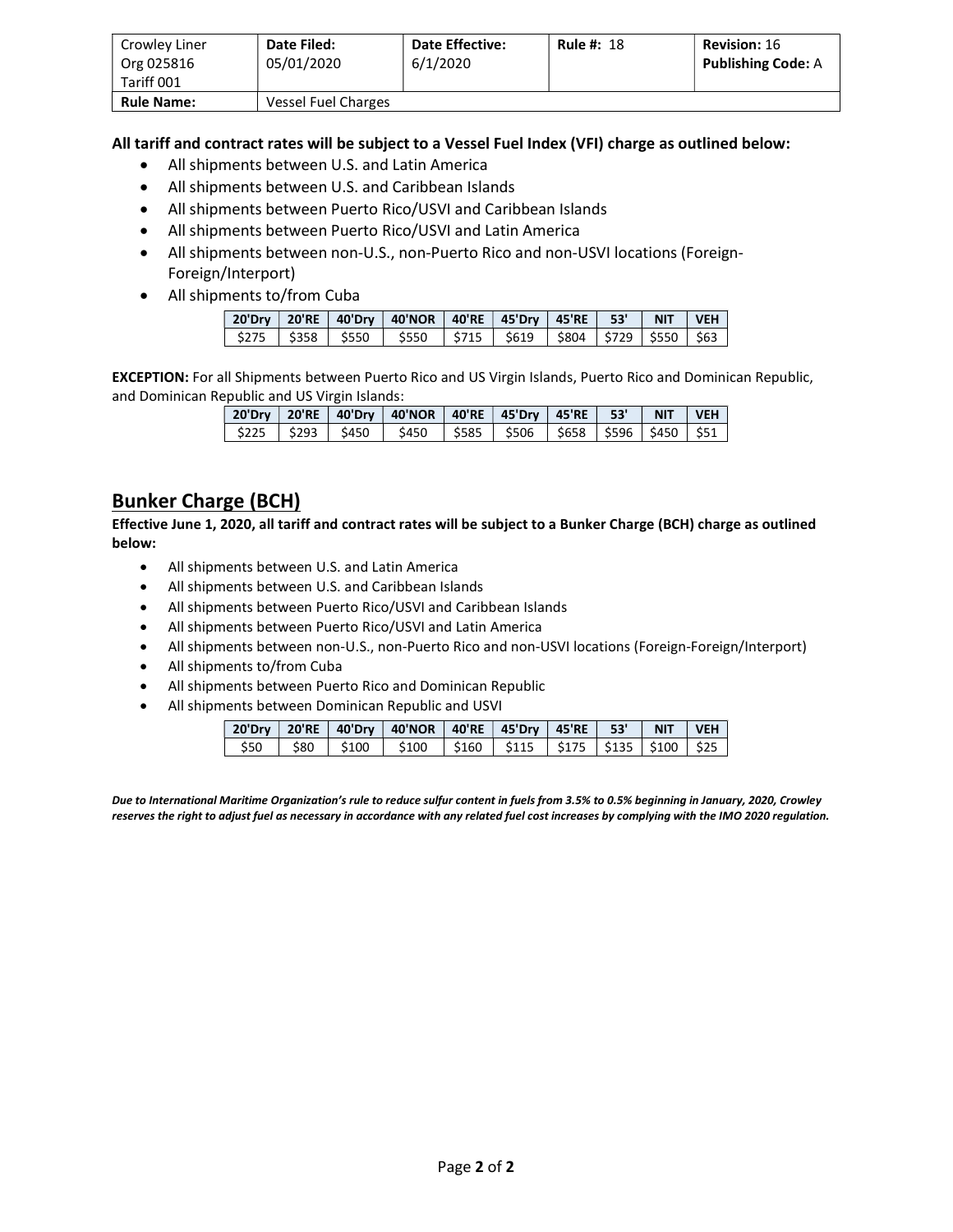| Crowley Liner Org 025816 Tariff 001 | **Date Filed:** 05/01/2020 | **Date Effective:** 6/1/2020 | **Rule #:** 18 | **Revision:** 16 **Publishing Code:** A |
|---|---|---|---|---|
| **Rule Name:** | Vessel Fuel Charges | | | |

**All tariff and contract rates will be subject to a Vessel Fuel Index (VFI) charge as outlined below:**

- All shipments between U.S. and Latin America
- All shipments between U.S. and Caribbean Islands
- All shipments between Puerto Rico/USVI and Caribbean Islands
- All shipments between Puerto Rico/USVI and Latin America
- All shipments between non-U.S., non-Puerto Rico and non-USVI locations (Foreign-Foreign/Interport)
- All shipments to/from Cuba

| 20'Dry | 20'RE | 40'Dry | 40'NOR | 40'RE | 45'Dry | 45'RE | 53' | NIT | VEH |
|---|---|---|---|---|---|---|---|---|---|
| $275 | $358 | $550 | $550 | $715 | $619 | $804 | $729 | $550 | $63 |

**EXCEPTION:** For all Shipments between Puerto Rico and US Virgin Islands, Puerto Rico and Dominican Republic, and Dominican Republic and US Virgin Islands:

| 20'Dry | 20'RE | 40'Dry | 40'NOR | 40'RE | 45'Dry | 45'RE | 53' | NIT | VEH |
|---|---|---|---|---|---|---|---|---|---|
| $225 | $293 | $450 | $450 | $585 | $506 | $658 | $596 | $450 | $51 |

## Bunker Charge (BCH)

**Effective June 1, 2020, all tariff and contract rates will be subject to a Bunker Charge (BCH) charge as outlined below:**

- All shipments between U.S. and Latin America
- All shipments between U.S. and Caribbean Islands
- All shipments between Puerto Rico/USVI and Caribbean Islands
- All shipments between Puerto Rico/USVI and Latin America
- All shipments between non-U.S., non-Puerto Rico and non-USVI locations (Foreign-Foreign/Interport)
- All shipments to/from Cuba
- All shipments between Puerto Rico and Dominican Republic
- All shipments between Dominican Republic and USVI

| 20'Dry | 20'RE | 40'Dry | 40'NOR | 40'RE | 45'Dry | 45'RE | 53' | NIT | VEH |
|---|---|---|---|---|---|---|---|---|---|
| $50 | $80 | $100 | $100 | $160 | $115 | $175 | $135 | $100 | $25 |

***Due to International Maritime Organization's rule to reduce sulfur content in fuels from 3.5% to 0.5% beginning in January, 2020, Crowley reserves the right to adjust fuel as necessary in accordance with any related fuel cost increases by complying with the IMO 2020 regulation.***